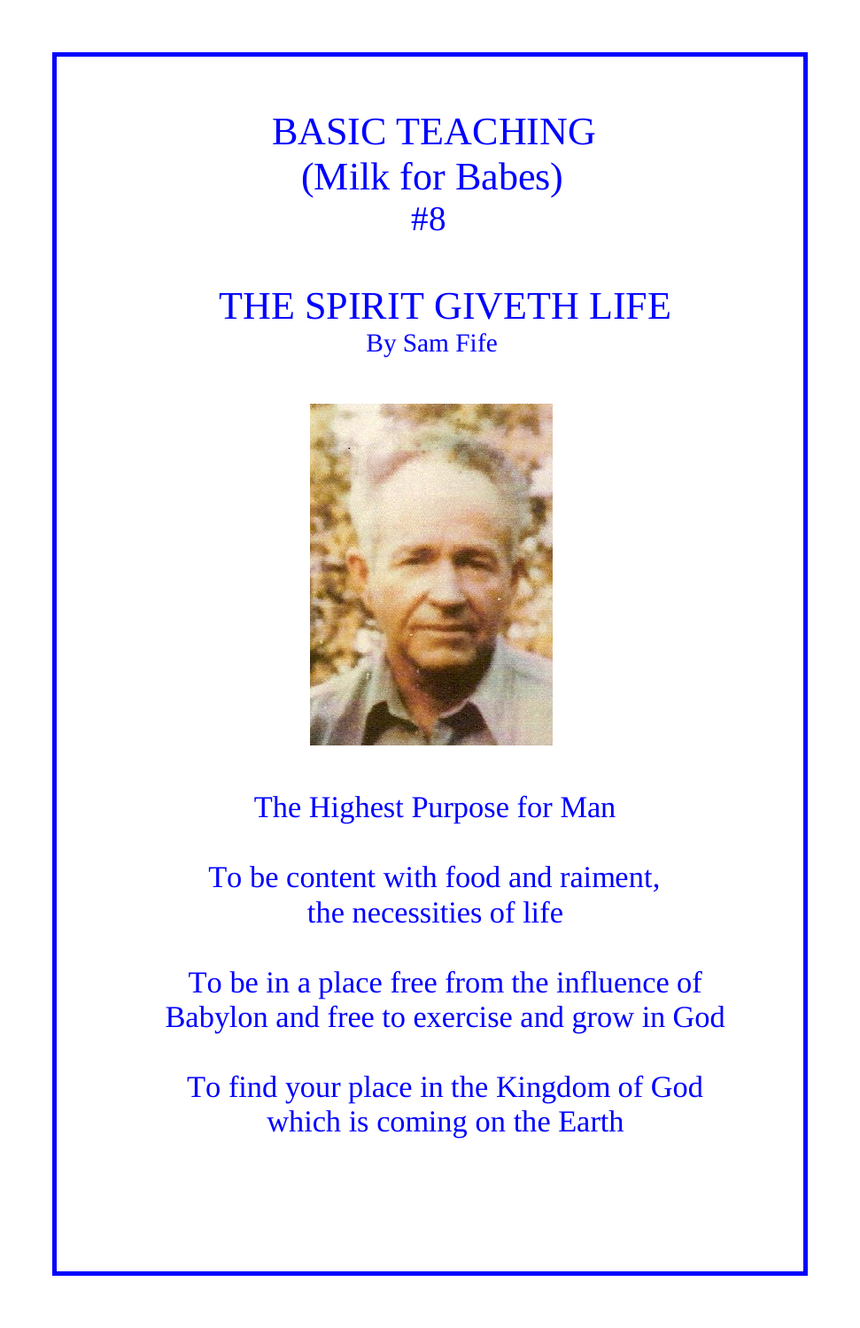# BASIC TEACHING
## (Milk for Babes)
## #8

# THE SPIRIT GIVETH LIFE

By Sam Fife

The Highest Purpose for Man

To be content with food and raiment,
the necessities of life

To be in a place free from the influence of Babylon and free to exercise and grow in God

To find your place in the Kingdom of God which is coming on the Earth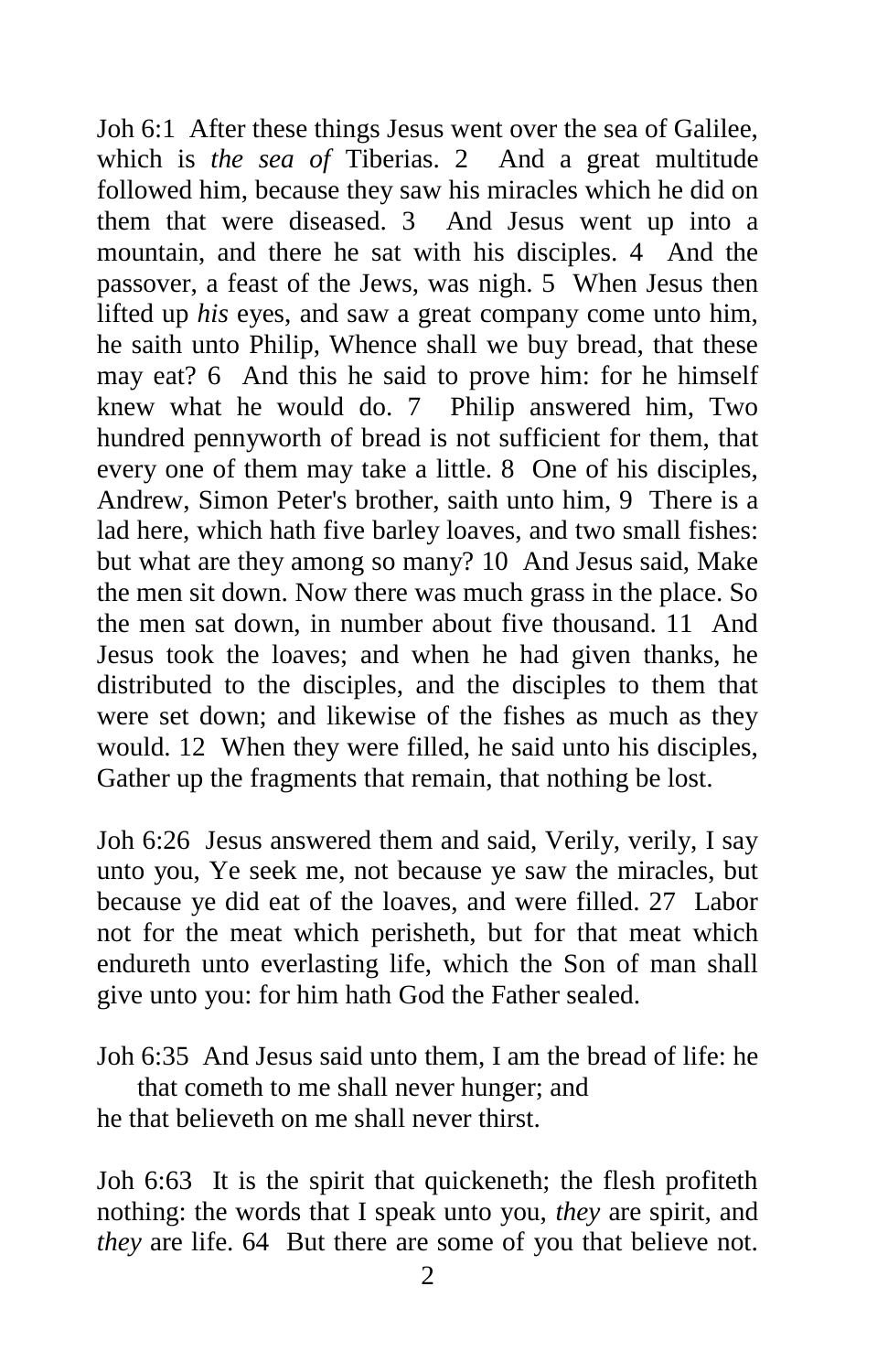Joh 6:1 After these things Jesus went over the sea of Galilee, which is *the sea of* Tiberias. 2 And a great multitude followed him, because they saw his miracles which he did on them that were diseased. 3 And Jesus went up into a mountain, and there he sat with his disciples. 4 And the passover, a feast of the Jews, was nigh. 5 When Jesus then lifted up *his* eyes, and saw a great company come unto him, he saith unto Philip, Whence shall we buy bread, that these may eat? 6 And this he said to prove him: for he himself knew what he would do. 7 Philip answered him, Two hundred pennyworth of bread is not sufficient for them, that every one of them may take a little. 8 One of his disciples, Andrew, Simon Peter's brother, saith unto him, 9 There is a lad here, which hath five barley loaves, and two small fishes: but what are they among so many? 10 And Jesus said, Make the men sit down. Now there was much grass in the place. So the men sat down, in number about five thousand. 11 And Jesus took the loaves; and when he had given thanks, he distributed to the disciples, and the disciples to them that were set down; and likewise of the fishes as much as they would. 12 When they were filled, he said unto his disciples, Gather up the fragments that remain, that nothing be lost.

Joh 6:26 Jesus answered them and said, Verily, verily, I say unto you, Ye seek me, not because ye saw the miracles, but because ye did eat of the loaves, and were filled. 27 Labor not for the meat which perisheth, but for that meat which endureth unto everlasting life, which the Son of man shall give unto you: for him hath God the Father sealed.

Joh 6:35 And Jesus said unto them, I am the bread of life: he that cometh to me shall never hunger; and he that believeth on me shall never thirst.

Joh 6:63 It is the spirit that quickeneth; the flesh profiteth nothing: the words that I speak unto you, *they* are spirit, and *they* are life. 64 But there are some of you that believe not.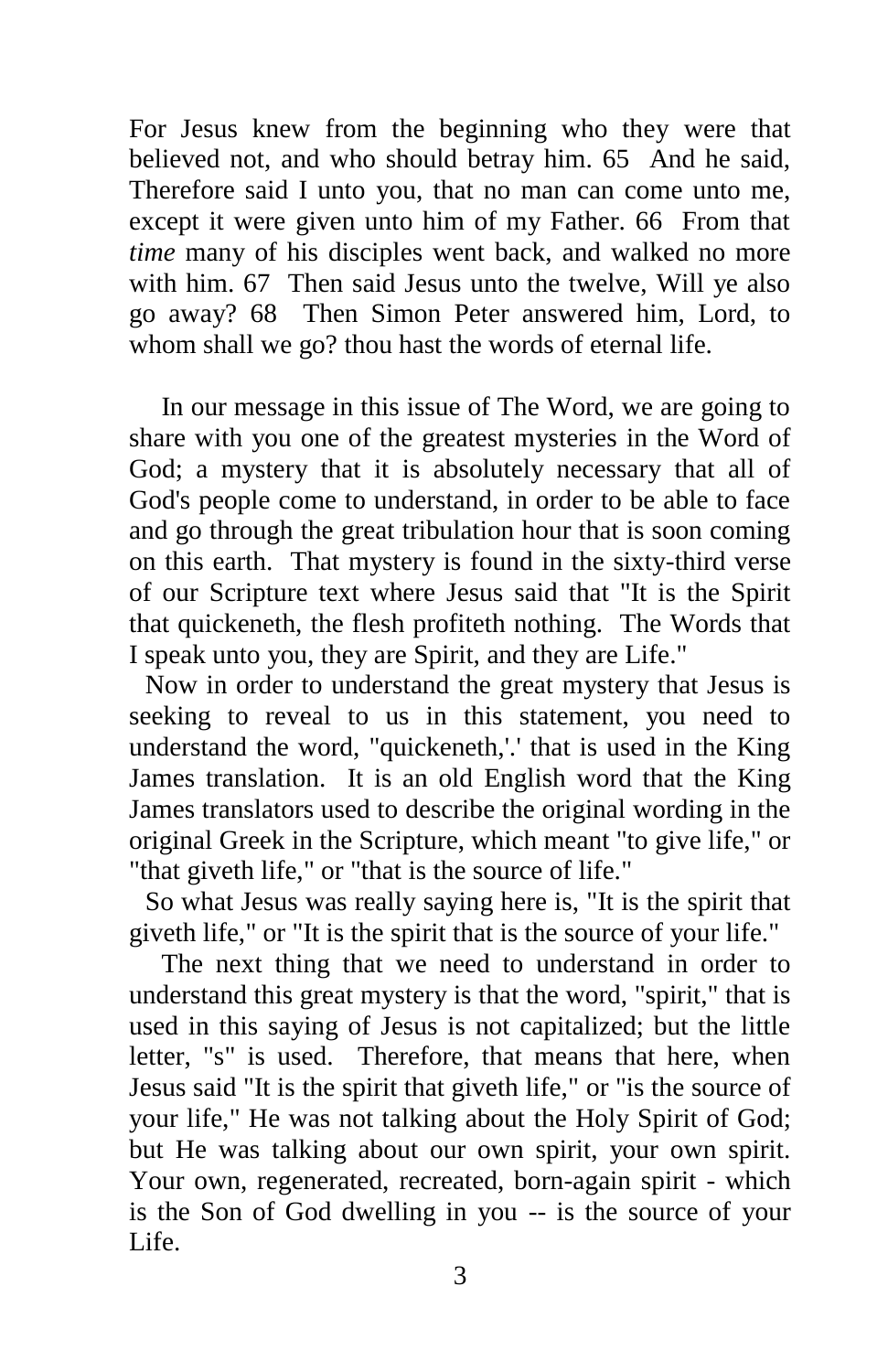For Jesus knew from the beginning who they were that believed not, and who should betray him. 65  And he said, Therefore said I unto you, that no man can come unto me, except it were given unto him of my Father. 66  From that *time* many of his disciples went back, and walked no more with him. 67  Then said Jesus unto the twelve, Will ye also go away? 68  Then Simon Peter answered him, Lord, to whom shall we go? thou hast the words of eternal life.

In our message in this issue of The Word, we are going to share with you one of the greatest mysteries in the Word of God; a mystery that it is absolutely necessary that all of God's people come to understand, in order to be able to face and go through the great tribulation hour that is soon coming on this earth.  That mystery is found in the sixty-third verse of our Scripture text where Jesus said that "It is the Spirit that quickeneth, the flesh profiteth nothing.  The Words that I speak unto you, they are Spirit, and they are Life."

Now in order to understand the great mystery that Jesus is seeking to reveal to us in this statement, you need to understand the word, "quickeneth,'.' that is used in the King James translation.  It is an old English word that the King James translators used to describe the original wording in the original Greek in the Scripture, which meant "to give life," or "that giveth life," or "that is the source of life."

So what Jesus was really saying here is, "It is the spirit that giveth life," or "It is the spirit that is the source of your life."

The next thing that we need to understand in order to understand this great mystery is that the word, "spirit," that is used in this saying of Jesus is not capitalized; but the little letter, "s" is used.  Therefore, that means that here, when Jesus said "It is the spirit that giveth life," or "is the source of your life," He was not talking about the Holy Spirit of God; but He was talking about our own spirit, your own spirit. Your own, regenerated, recreated, born-again spirit - which is the Son of God dwelling in you -- is the source of your Life.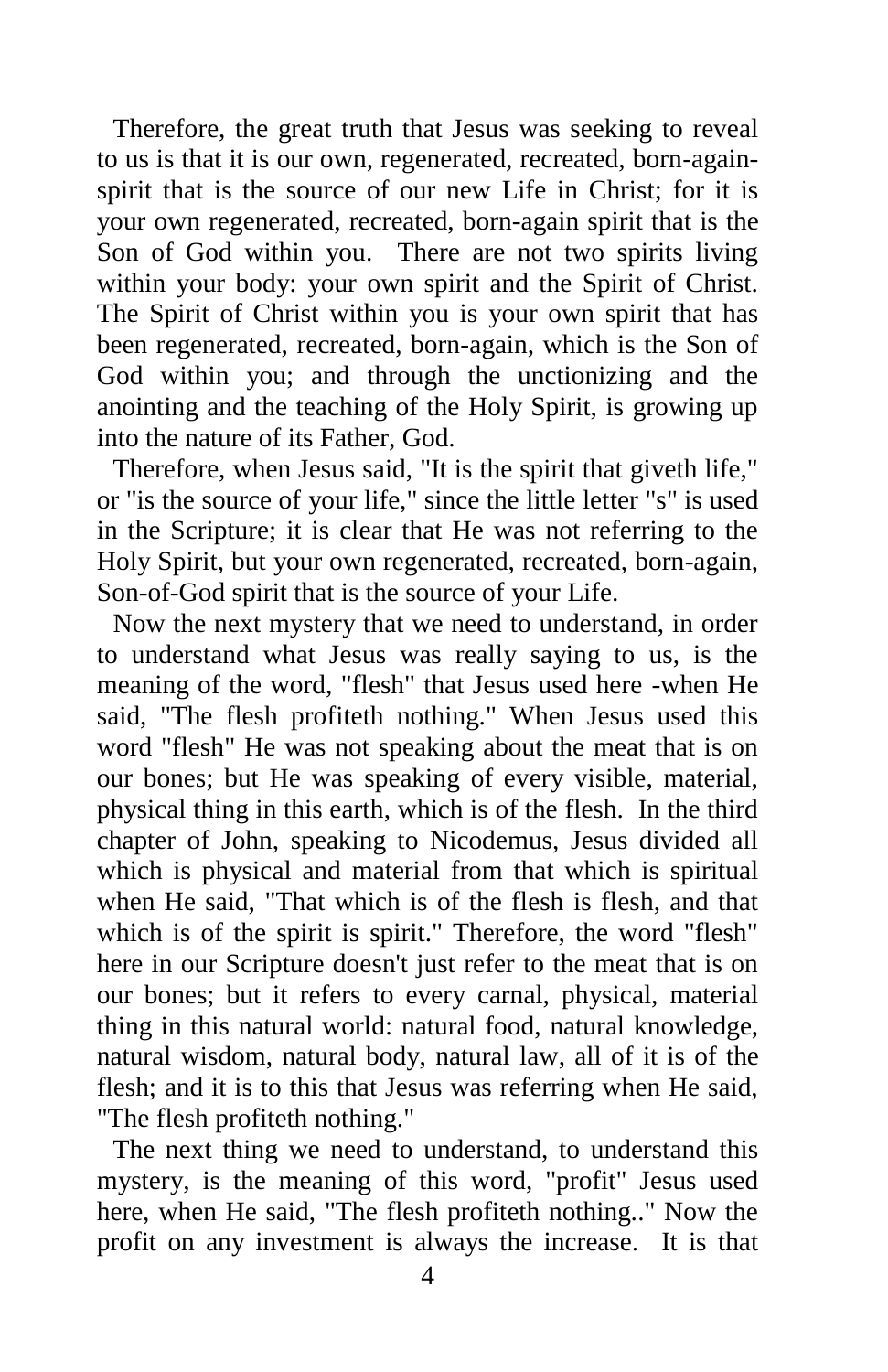Therefore, the great truth that Jesus was seeking to reveal to us is that it is our own, regenerated, recreated, born-again-spirit that is the source of our new Life in Christ; for it is your own regenerated, recreated, born-again spirit that is the Son of God within you. There are not two spirits living within your body: your own spirit and the Spirit of Christ. The Spirit of Christ within you is your own spirit that has been regenerated, recreated, born-again, which is the Son of God within you; and through the unctionizing and the anointing and the teaching of the Holy Spirit, is growing up into the nature of its Father, God.

Therefore, when Jesus said, "It is the spirit that giveth life," or "is the source of your life," since the little letter "s" is used in the Scripture; it is clear that He was not referring to the Holy Spirit, but your own regenerated, recreated, born-again, Son-of-God spirit that is the source of your Life.

Now the next mystery that we need to understand, in order to understand what Jesus was really saying to us, is the meaning of the word, "flesh" that Jesus used here -when He said, "The flesh profiteth nothing." When Jesus used this word "flesh" He was not speaking about the meat that is on our bones; but He was speaking of every visible, material, physical thing in this earth, which is of the flesh. In the third chapter of John, speaking to Nicodemus, Jesus divided all which is physical and material from that which is spiritual when He said, "That which is of the flesh is flesh, and that which is of the spirit is spirit." Therefore, the word "flesh" here in our Scripture doesn't just refer to the meat that is on our bones; but it refers to every carnal, physical, material thing in this natural world: natural food, natural knowledge, natural wisdom, natural body, natural law, all of it is of the flesh; and it is to this that Jesus was referring when He said, "The flesh profiteth nothing."

The next thing we need to understand, to understand this mystery, is the meaning of this word, "profit" Jesus used here, when He said, "The flesh profiteth nothing.." Now the profit on any investment is always the increase. It is that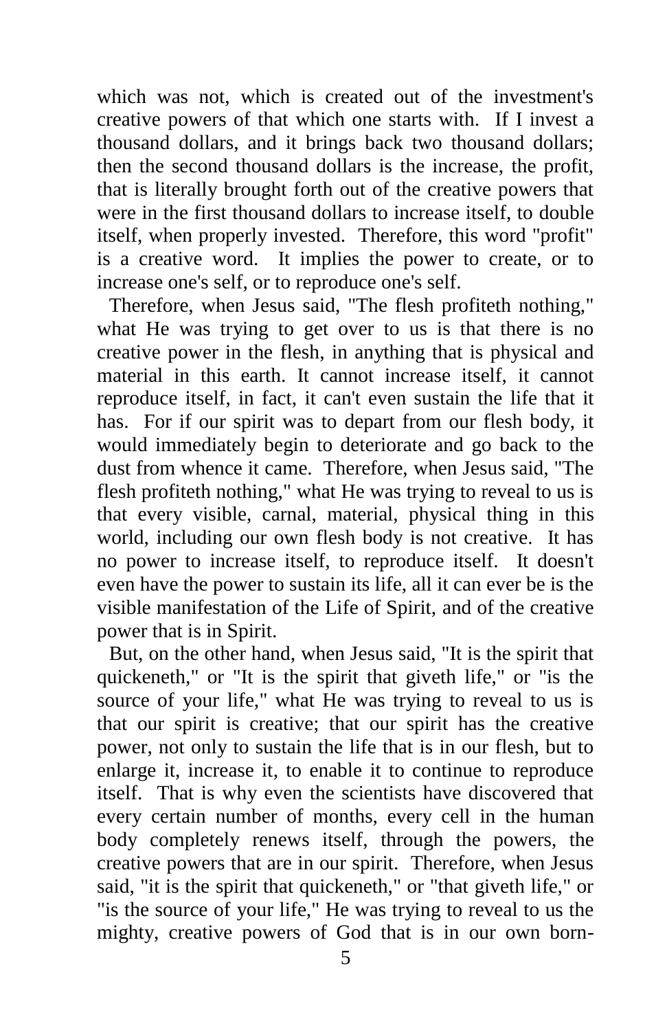which was not, which is created out of the investment's creative powers of that which one starts with. If I invest a thousand dollars, and it brings back two thousand dollars; then the second thousand dollars is the increase, the profit, that is literally brought forth out of the creative powers that were in the first thousand dollars to increase itself, to double itself, when properly invested. Therefore, this word "profit" is a creative word. It implies the power to create, or to increase one's self, or to reproduce one's self.

Therefore, when Jesus said, "The flesh profiteth nothing," what He was trying to get over to us is that there is no creative power in the flesh, in anything that is physical and material in this earth. It cannot increase itself, it cannot reproduce itself, in fact, it can't even sustain the life that it has. For if our spirit was to depart from our flesh body, it would immediately begin to deteriorate and go back to the dust from whence it came. Therefore, when Jesus said, "The flesh profiteth nothing," what He was trying to reveal to us is that every visible, carnal, material, physical thing in this world, including our own flesh body is not creative. It has no power to increase itself, to reproduce itself. It doesn't even have the power to sustain its life, all it can ever be is the visible manifestation of the Life of Spirit, and of the creative power that is in Spirit.

But, on the other hand, when Jesus said, "It is the spirit that quickeneth," or "It is the spirit that giveth life," or "is the source of your life," what He was trying to reveal to us is that our spirit is creative; that our spirit has the creative power, not only to sustain the life that is in our flesh, but to enlarge it, increase it, to enable it to continue to reproduce itself. That is why even the scientists have discovered that every certain number of months, every cell in the human body completely renews itself, through the powers, the creative powers that are in our spirit. Therefore, when Jesus said, "it is the spirit that quickeneth," or "that giveth life," or "is the source of your life," He was trying to reveal to us the mighty, creative powers of God that is in our own born-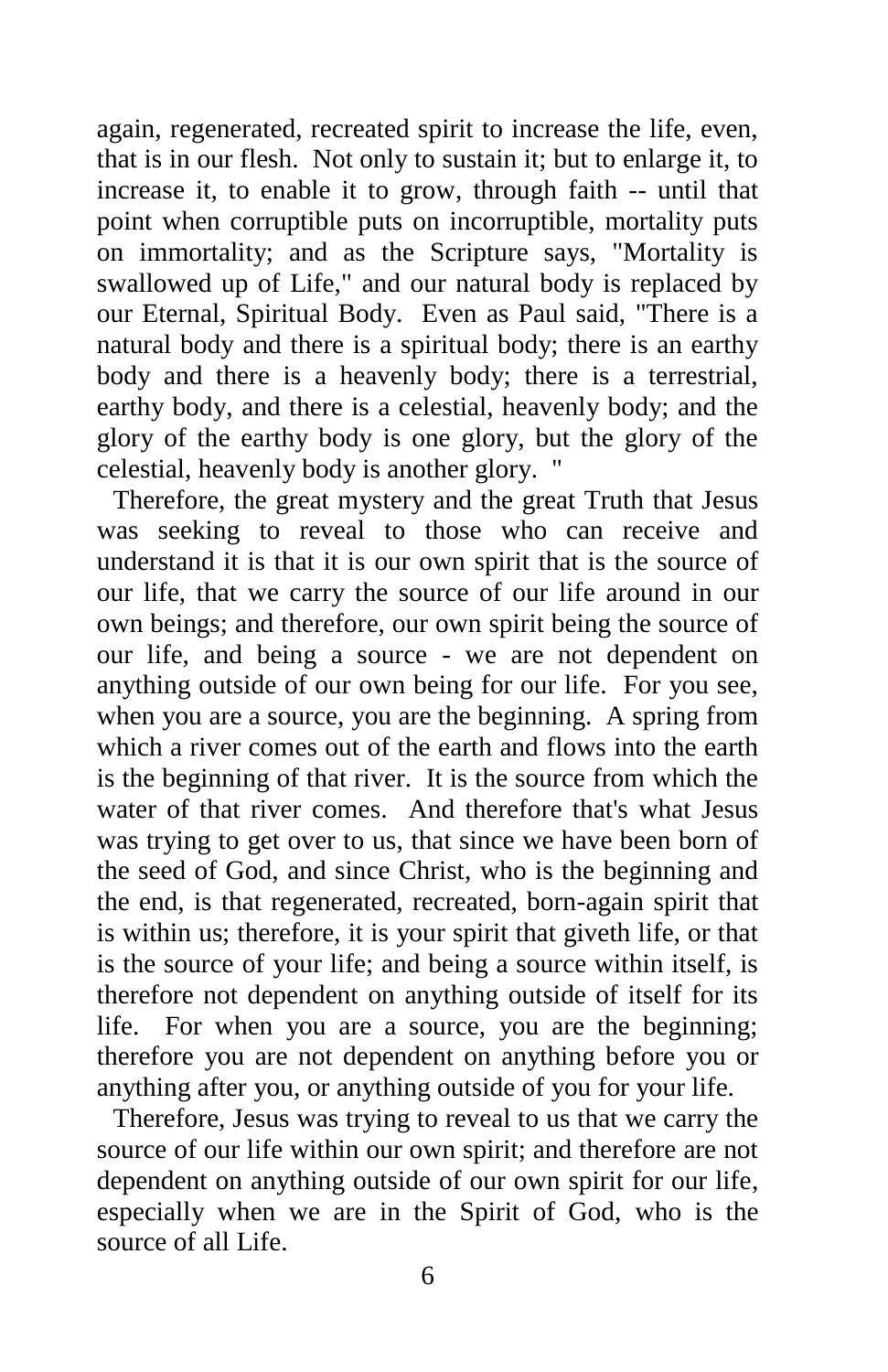again, regenerated, recreated spirit to increase the life, even, that is in our flesh. Not only to sustain it; but to enlarge it, to increase it, to enable it to grow, through faith -- until that point when corruptible puts on incorruptible, mortality puts on immortality; and as the Scripture says, "Mortality is swallowed up of Life," and our natural body is replaced by our Eternal, Spiritual Body. Even as Paul said, "There is a natural body and there is a spiritual body; there is an earthy body and there is a heavenly body; there is a terrestrial, earthy body, and there is a celestial, heavenly body; and the glory of the earthy body is one glory, but the glory of the celestial, heavenly body is another glory. "

Therefore, the great mystery and the great Truth that Jesus was seeking to reveal to those who can receive and understand it is that it is our own spirit that is the source of our life, that we carry the source of our life around in our own beings; and therefore, our own spirit being the source of our life, and being a source - we are not dependent on anything outside of our own being for our life. For you see, when you are a source, you are the beginning. A spring from which a river comes out of the earth and flows into the earth is the beginning of that river. It is the source from which the water of that river comes. And therefore that's what Jesus was trying to get over to us, that since we have been born of the seed of God, and since Christ, who is the beginning and the end, is that regenerated, recreated, born-again spirit that is within us; therefore, it is your spirit that giveth life, or that is the source of your life; and being a source within itself, is therefore not dependent on anything outside of itself for its life. For when you are a source, you are the beginning; therefore you are not dependent on anything before you or anything after you, or anything outside of you for your life.

Therefore, Jesus was trying to reveal to us that we carry the source of our life within our own spirit; and therefore are not dependent on anything outside of our own spirit for our life, especially when we are in the Spirit of God, who is the source of all Life.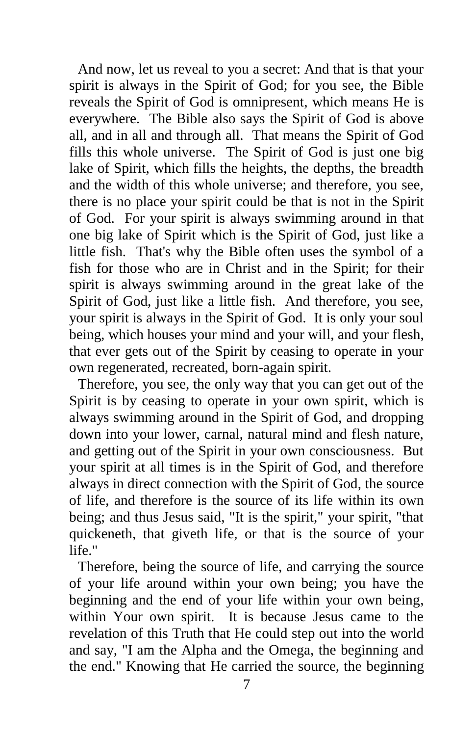And now, let us reveal to you a secret: And that is that your spirit is always in the Spirit of God; for you see, the Bible reveals the Spirit of God is omnipresent, which means He is everywhere. The Bible also says the Spirit of God is above all, and in all and through all. That means the Spirit of God fills this whole universe. The Spirit of God is just one big lake of Spirit, which fills the heights, the depths, the breadth and the width of this whole universe; and therefore, you see, there is no place your spirit could be that is not in the Spirit of God. For your spirit is always swimming around in that one big lake of Spirit which is the Spirit of God, just like a little fish. That's why the Bible often uses the symbol of a fish for those who are in Christ and in the Spirit; for their spirit is always swimming around in the great lake of the Spirit of God, just like a little fish. And therefore, you see, your spirit is always in the Spirit of God. It is only your soul being, which houses your mind and your will, and your flesh, that ever gets out of the Spirit by ceasing to operate in your own regenerated, recreated, born-again spirit.

Therefore, you see, the only way that you can get out of the Spirit is by ceasing to operate in your own spirit, which is always swimming around in the Spirit of God, and dropping down into your lower, carnal, natural mind and flesh nature, and getting out of the Spirit in your own consciousness. But your spirit at all times is in the Spirit of God, and therefore always in direct connection with the Spirit of God, the source of life, and therefore is the source of its life within its own being; and thus Jesus said, "It is the spirit," your spirit, "that quickeneth, that giveth life, or that is the source of your life."

Therefore, being the source of life, and carrying the source of your life around within your own being; you have the beginning and the end of your life within your own being, within Your own spirit. It is because Jesus came to the revelation of this Truth that He could step out into the world and say, "I am the Alpha and the Omega, the beginning and the end." Knowing that He carried the source, the beginning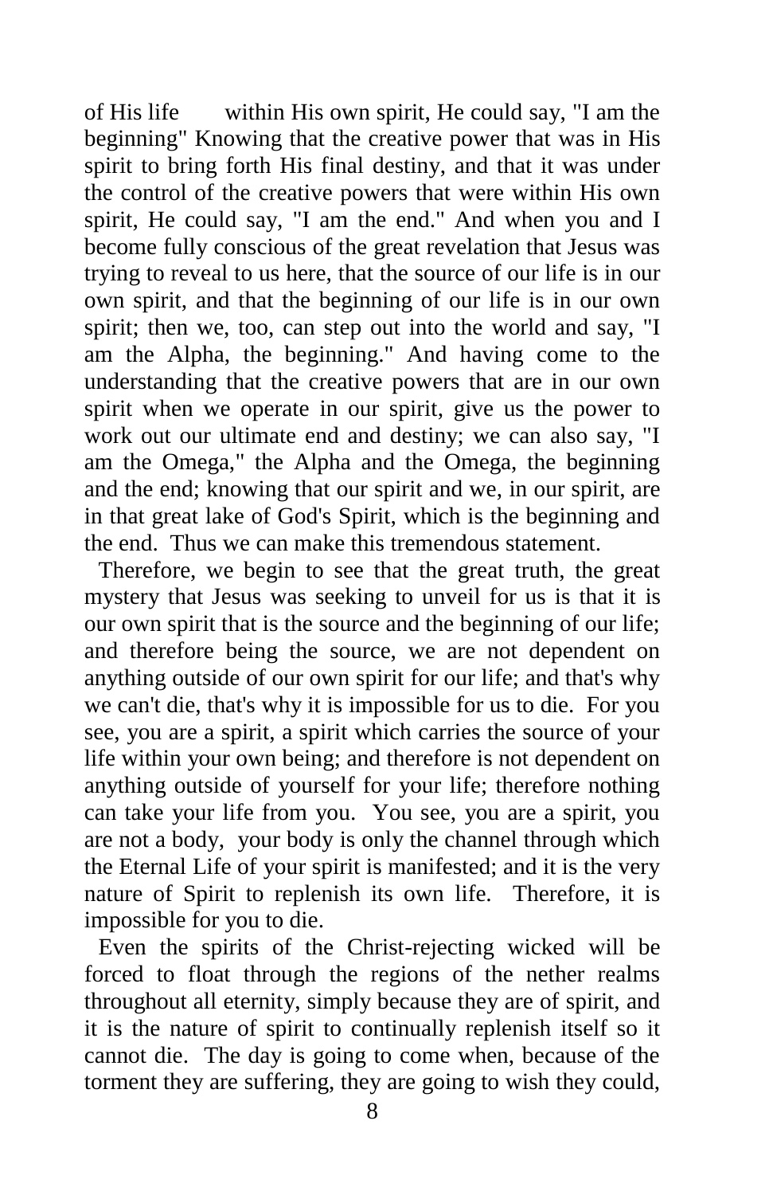of His life within His own spirit, He could say, "I am the beginning" Knowing that the creative power that was in His spirit to bring forth His final destiny, and that it was under the control of the creative powers that were within His own spirit, He could say, "I am the end." And when you and I become fully conscious of the great revelation that Jesus was trying to reveal to us here, that the source of our life is in our own spirit, and that the beginning of our life is in our own spirit; then we, too, can step out into the world and say, "I am the Alpha, the beginning." And having come to the understanding that the creative powers that are in our own spirit when we operate in our spirit, give us the power to work out our ultimate end and destiny; we can also say, "I am the Omega," the Alpha and the Omega, the beginning and the end; knowing that our spirit and we, in our spirit, are in that great lake of God's Spirit, which is the beginning and the end. Thus we can make this tremendous statement.

Therefore, we begin to see that the great truth, the great mystery that Jesus was seeking to unveil for us is that it is our own spirit that is the source and the beginning of our life; and therefore being the source, we are not dependent on anything outside of our own spirit for our life; and that's why we can't die, that's why it is impossible for us to die. For you see, you are a spirit, a spirit which carries the source of your life within your own being; and therefore is not dependent on anything outside of yourself for your life; therefore nothing can take your life from you. You see, you are a spirit, you are not a body, your body is only the channel through which the Eternal Life of your spirit is manifested; and it is the very nature of Spirit to replenish its own life. Therefore, it is impossible for you to die.

Even the spirits of the Christ-rejecting wicked will be forced to float through the regions of the nether realms throughout all eternity, simply because they are of spirit, and it is the nature of spirit to continually replenish itself so it cannot die. The day is going to come when, because of the torment they are suffering, they are going to wish they could,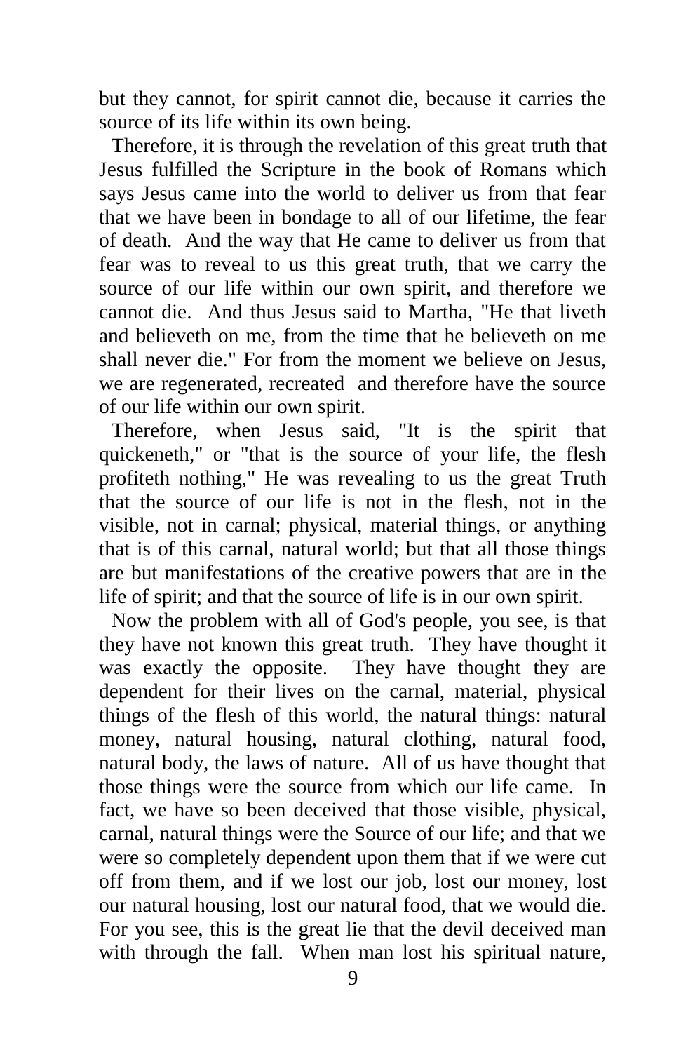but they cannot, for spirit cannot die, because it carries the source of its life within its own being.

Therefore, it is through the revelation of this great truth that Jesus fulfilled the Scripture in the book of Romans which says Jesus came into the world to deliver us from that fear that we have been in bondage to all of our lifetime, the fear of death. And the way that He came to deliver us from that fear was to reveal to us this great truth, that we carry the source of our life within our own spirit, and therefore we cannot die. And thus Jesus said to Martha, "He that liveth and believeth on me, from the time that he believeth on me shall never die." For from the moment we believe on Jesus, we are regenerated, recreated and therefore have the source of our life within our own spirit.

Therefore, when Jesus said, "It is the spirit that quickeneth," or "that is the source of your life, the flesh profiteth nothing," He was revealing to us the great Truth that the source of our life is not in the flesh, not in the visible, not in carnal; physical, material things, or anything that is of this carnal, natural world; but that all those things are but manifestations of the creative powers that are in the life of spirit; and that the source of life is in our own spirit.

Now the problem with all of God's people, you see, is that they have not known this great truth. They have thought it was exactly the opposite. They have thought they are dependent for their lives on the carnal, material, physical things of the flesh of this world, the natural things: natural money, natural housing, natural clothing, natural food, natural body, the laws of nature. All of us have thought that those things were the source from which our life came. In fact, we have so been deceived that those visible, physical, carnal, natural things were the Source of our life; and that we were so completely dependent upon them that if we were cut off from them, and if we lost our job, lost our money, lost our natural housing, lost our natural food, that we would die. For you see, this is the great lie that the devil deceived man with through the fall. When man lost his spiritual nature,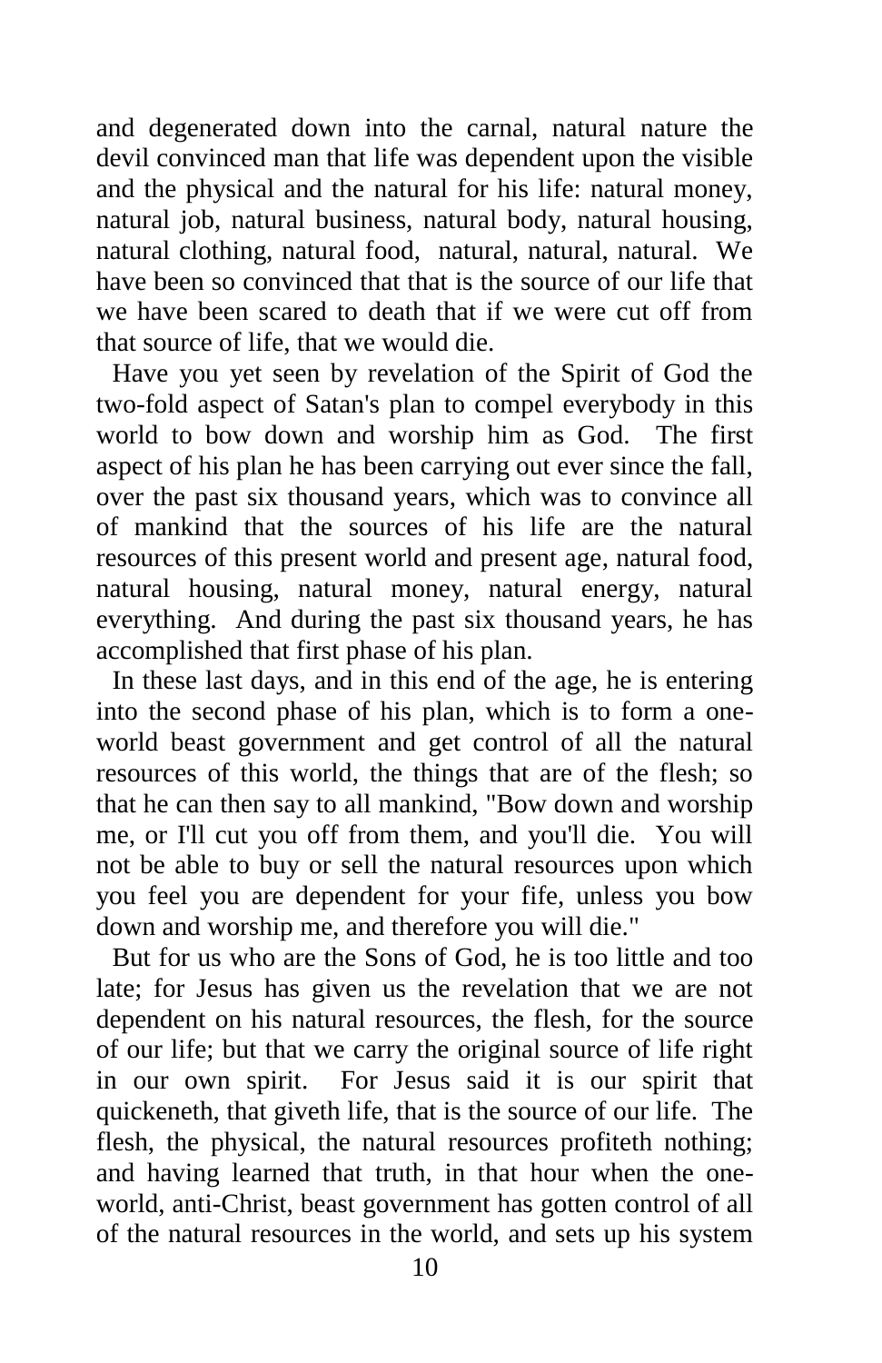and degenerated down into the carnal, natural nature the devil convinced man that life was dependent upon the visible and the physical and the natural for his life: natural money, natural job, natural business, natural body, natural housing, natural clothing, natural food, natural, natural, natural. We have been so convinced that that is the source of our life that we have been scared to death that if we were cut off from that source of life, that we would die.

Have you yet seen by revelation of the Spirit of God the two-fold aspect of Satan's plan to compel everybody in this world to bow down and worship him as God. The first aspect of his plan he has been carrying out ever since the fall, over the past six thousand years, which was to convince all of mankind that the sources of his life are the natural resources of this present world and present age, natural food, natural housing, natural money, natural energy, natural everything. And during the past six thousand years, he has accomplished that first phase of his plan.

In these last days, and in this end of the age, he is entering into the second phase of his plan, which is to form a one-world beast government and get control of all the natural resources of this world, the things that are of the flesh; so that he can then say to all mankind, "Bow down and worship me, or I'll cut you off from them, and you'll die. You will not be able to buy or sell the natural resources upon which you feel you are dependent for your fife, unless you bow down and worship me, and therefore you will die."

But for us who are the Sons of God, he is too little and too late; for Jesus has given us the revelation that we are not dependent on his natural resources, the flesh, for the source of our life; but that we carry the original source of life right in our own spirit. For Jesus said it is our spirit that quickeneth, that giveth life, that is the source of our life. The flesh, the physical, the natural resources profiteth nothing; and having learned that truth, in that hour when the one-world, anti-Christ, beast government has gotten control of all of the natural resources in the world, and sets up his system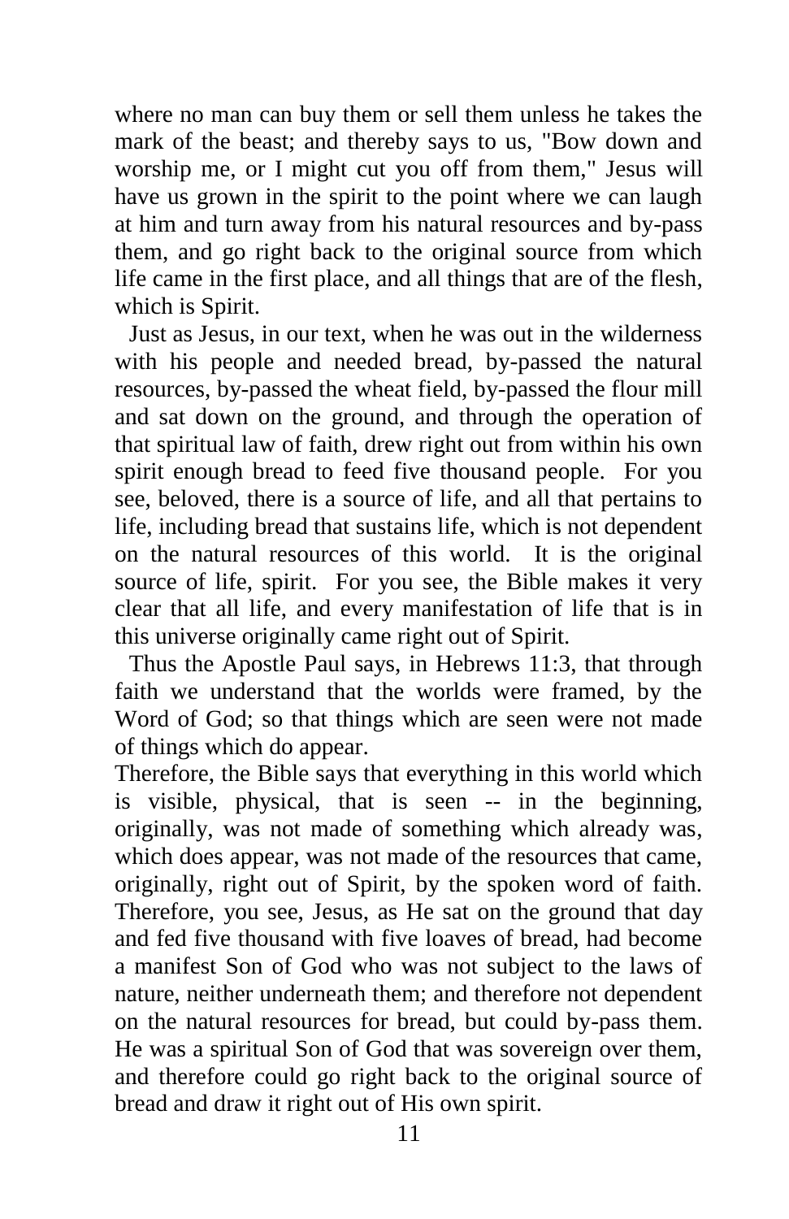where no man can buy them or sell them unless he takes the mark of the beast; and thereby says to us, "Bow down and worship me, or I might cut you off from them," Jesus will have us grown in the spirit to the point where we can laugh at him and turn away from his natural resources and by-pass them, and go right back to the original source from which life came in the first place, and all things that are of the flesh, which is Spirit.

Just as Jesus, in our text, when he was out in the wilderness with his people and needed bread, by-passed the natural resources, by-passed the wheat field, by-passed the flour mill and sat down on the ground, and through the operation of that spiritual law of faith, drew right out from within his own spirit enough bread to feed five thousand people. For you see, beloved, there is a source of life, and all that pertains to life, including bread that sustains life, which is not dependent on the natural resources of this world. It is the original source of life, spirit. For you see, the Bible makes it very clear that all life, and every manifestation of life that is in this universe originally came right out of Spirit.

Thus the Apostle Paul says, in Hebrews 11:3, that through faith we understand that the worlds were framed, by the Word of God; so that things which are seen were not made of things which do appear.

Therefore, the Bible says that everything in this world which is visible, physical, that is seen -- in the beginning, originally, was not made of something which already was, which does appear, was not made of the resources that came, originally, right out of Spirit, by the spoken word of faith. Therefore, you see, Jesus, as He sat on the ground that day and fed five thousand with five loaves of bread, had become a manifest Son of God who was not subject to the laws of nature, neither underneath them; and therefore not dependent on the natural resources for bread, but could by-pass them. He was a spiritual Son of God that was sovereign over them, and therefore could go right back to the original source of bread and draw it right out of His own spirit.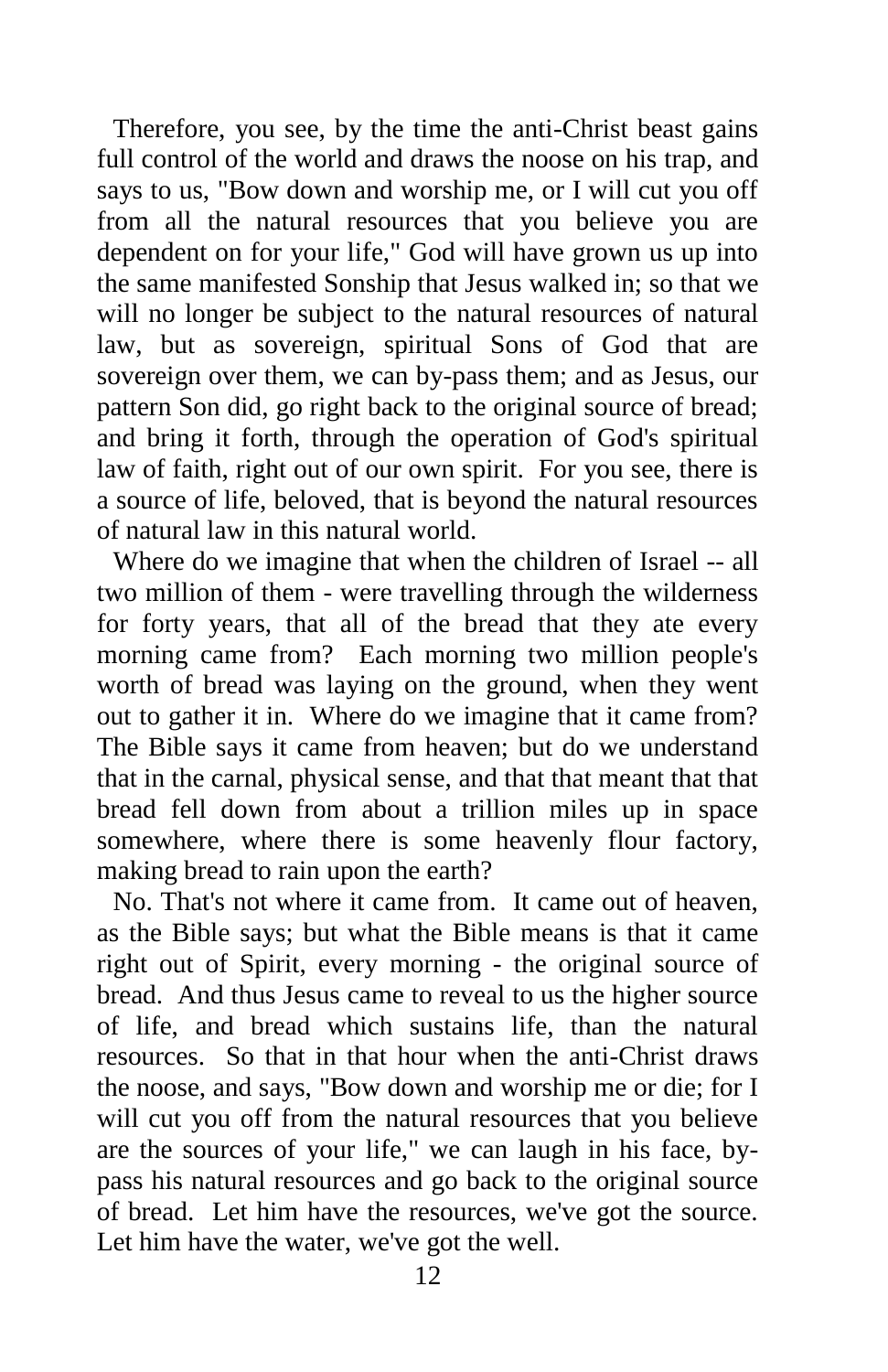Therefore, you see, by the time the anti-Christ beast gains full control of the world and draws the noose on his trap, and says to us, "Bow down and worship me, or I will cut you off from all the natural resources that you believe you are dependent on for your life," God will have grown us up into the same manifested Sonship that Jesus walked in; so that we will no longer be subject to the natural resources of natural law, but as sovereign, spiritual Sons of God that are sovereign over them, we can by-pass them; and as Jesus, our pattern Son did, go right back to the original source of bread; and bring it forth, through the operation of God's spiritual law of faith, right out of our own spirit. For you see, there is a source of life, beloved, that is beyond the natural resources of natural law in this natural world.

Where do we imagine that when the children of Israel -- all two million of them - were travelling through the wilderness for forty years, that all of the bread that they ate every morning came from? Each morning two million people's worth of bread was laying on the ground, when they went out to gather it in. Where do we imagine that it came from? The Bible says it came from heaven; but do we understand that in the carnal, physical sense, and that that meant that that bread fell down from about a trillion miles up in space somewhere, where there is some heavenly flour factory, making bread to rain upon the earth?

No. That's not where it came from. It came out of heaven, as the Bible says; but what the Bible means is that it came right out of Spirit, every morning - the original source of bread. And thus Jesus came to reveal to us the higher source of life, and bread which sustains life, than the natural resources. So that in that hour when the anti-Christ draws the noose, and says, "Bow down and worship me or die; for I will cut you off from the natural resources that you believe are the sources of your life," we can laugh in his face, by-pass his natural resources and go back to the original source of bread. Let him have the resources, we've got the source. Let him have the water, we've got the well.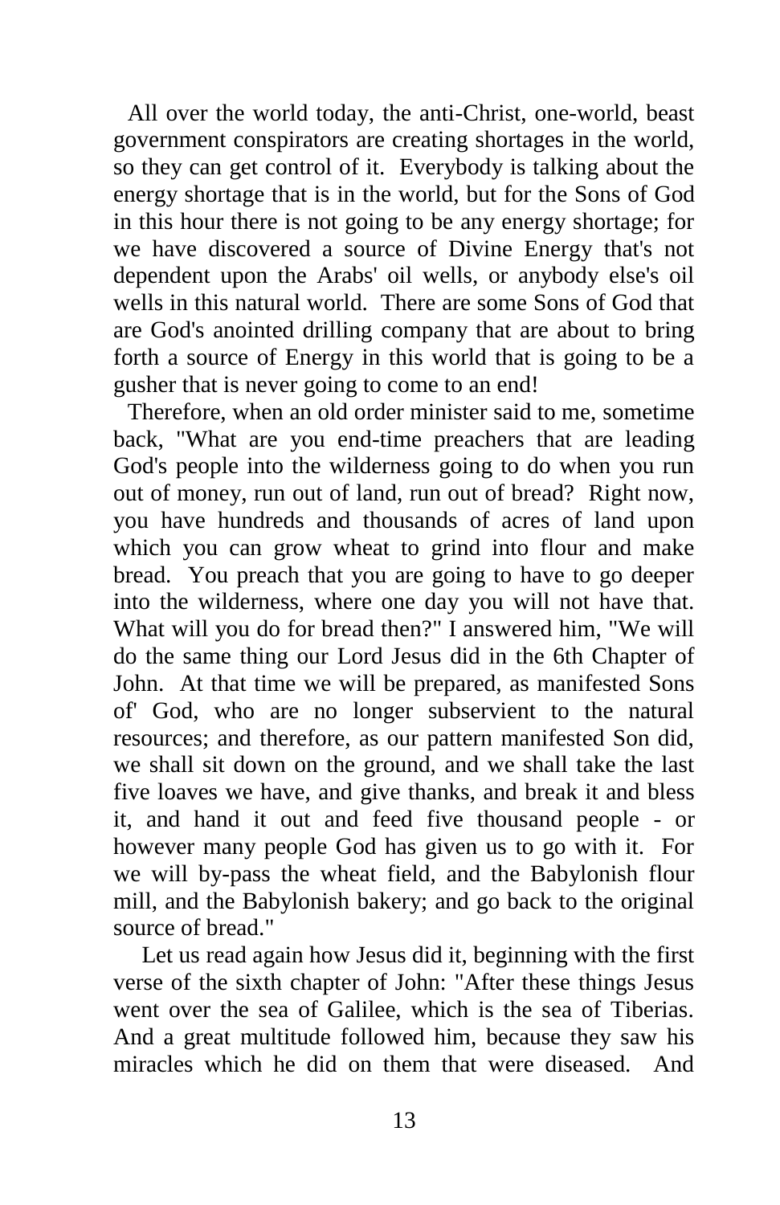All over the world today, the anti-Christ, one-world, beast government conspirators are creating shortages in the world, so they can get control of it. Everybody is talking about the energy shortage that is in the world, but for the Sons of God in this hour there is not going to be any energy shortage; for we have discovered a source of Divine Energy that's not dependent upon the Arabs' oil wells, or anybody else's oil wells in this natural world. There are some Sons of God that are God's anointed drilling company that are about to bring forth a source of Energy in this world that is going to be a gusher that is never going to come to an end!

Therefore, when an old order minister said to me, sometime back, "What are you end-time preachers that are leading God's people into the wilderness going to do when you run out of money, run out of land, run out of bread? Right now, you have hundreds and thousands of acres of land upon which you can grow wheat to grind into flour and make bread. You preach that you are going to have to go deeper into the wilderness, where one day you will not have that. What will you do for bread then?" I answered him, "We will do the same thing our Lord Jesus did in the 6th Chapter of John. At that time we will be prepared, as manifested Sons of' God, who are no longer subservient to the natural resources; and therefore, as our pattern manifested Son did, we shall sit down on the ground, and we shall take the last five loaves we have, and give thanks, and break it and bless it, and hand it out and feed five thousand people - or however many people God has given us to go with it. For we will by-pass the wheat field, and the Babylonish flour mill, and the Babylonish bakery; and go back to the original source of bread."

Let us read again how Jesus did it, beginning with the first verse of the sixth chapter of John: "After these things Jesus went over the sea of Galilee, which is the sea of Tiberias. And a great multitude followed him, because they saw his miracles which he did on them that were diseased. And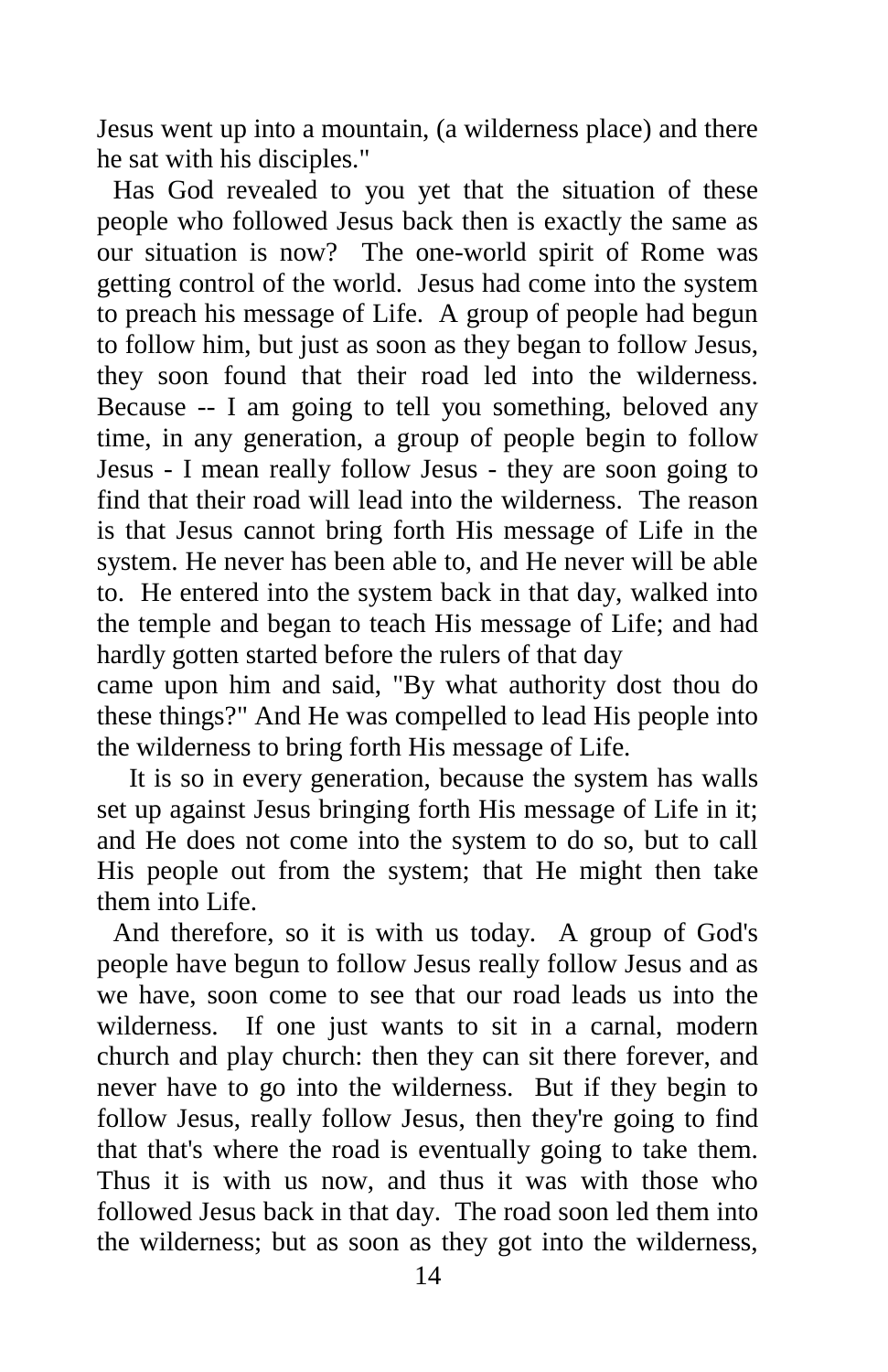Jesus went up into a mountain, (a wilderness place) and there he sat with his disciples."

Has God revealed to you yet that the situation of these people who followed Jesus back then is exactly the same as our situation is now? The one-world spirit of Rome was getting control of the world. Jesus had come into the system to preach his message of Life. A group of people had begun to follow him, but just as soon as they began to follow Jesus, they soon found that their road led into the wilderness. Because -- I am going to tell you something, beloved any time, in any generation, a group of people begin to follow Jesus - I mean really follow Jesus - they are soon going to find that their road will lead into the wilderness. The reason is that Jesus cannot bring forth His message of Life in the system. He never has been able to, and He never will be able to. He entered into the system back in that day, walked into the temple and began to teach His message of Life; and had hardly gotten started before the rulers of that day came upon him and said, "By what authority dost thou do these things?" And He was compelled to lead His people into the wilderness to bring forth His message of Life.

It is so in every generation, because the system has walls set up against Jesus bringing forth His message of Life in it; and He does not come into the system to do so, but to call His people out from the system; that He might then take them into Life.

And therefore, so it is with us today. A group of God's people have begun to follow Jesus really follow Jesus and as we have, soon come to see that our road leads us into the wilderness. If one just wants to sit in a carnal, modern church and play church: then they can sit there forever, and never have to go into the wilderness. But if they begin to follow Jesus, really follow Jesus, then they're going to find that that's where the road is eventually going to take them. Thus it is with us now, and thus it was with those who followed Jesus back in that day. The road soon led them into the wilderness; but as soon as they got into the wilderness,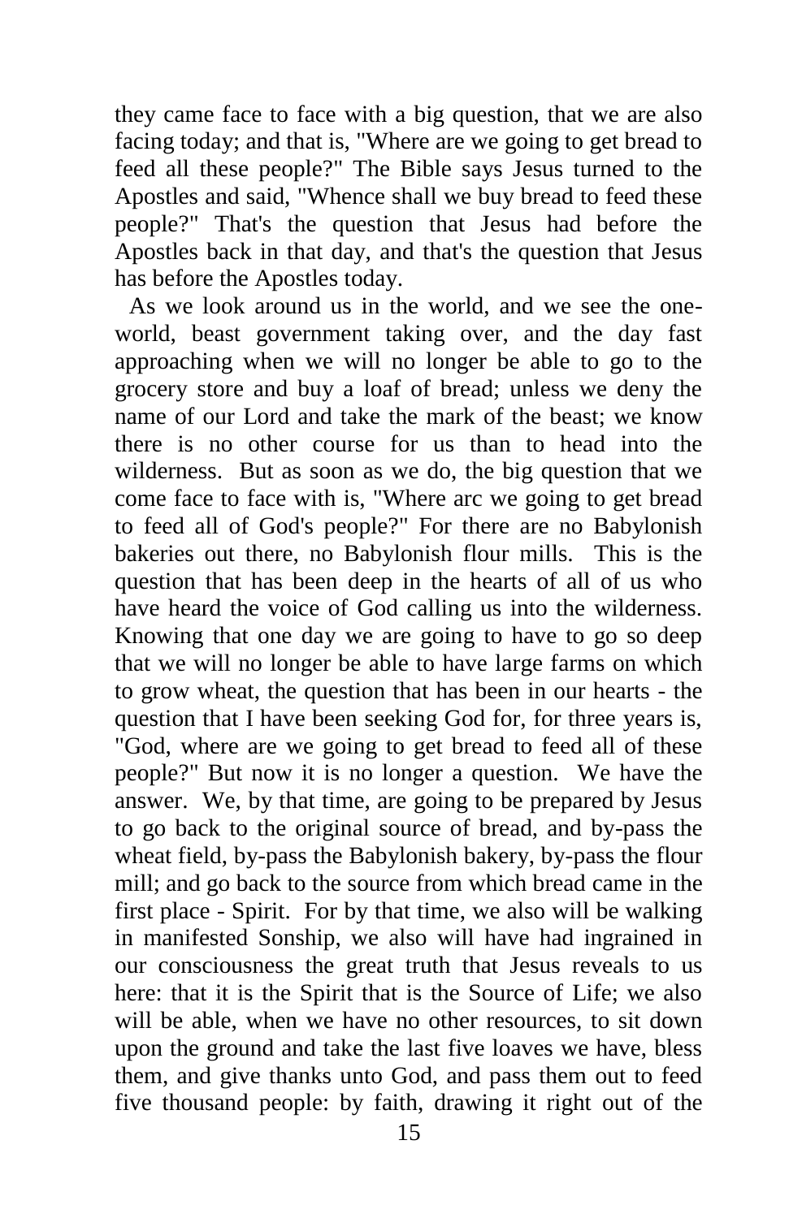they came face to face with a big question, that we are also facing today; and that is, "Where are we going to get bread to feed all these people?" The Bible says Jesus turned to the Apostles and said, "Whence shall we buy bread to feed these people?" That's the question that Jesus had before the Apostles back in that day, and that's the question that Jesus has before the Apostles today.

As we look around us in the world, and we see the one-world, beast government taking over, and the day fast approaching when we will no longer be able to go to the grocery store and buy a loaf of bread; unless we deny the name of our Lord and take the mark of the beast; we know there is no other course for us than to head into the wilderness. But as soon as we do, the big question that we come face to face with is, "Where arc we going to get bread to feed all of God's people?" For there are no Babylonish bakeries out there, no Babylonish flour mills. This is the question that has been deep in the hearts of all of us who have heard the voice of God calling us into the wilderness. Knowing that one day we are going to have to go so deep that we will no longer be able to have large farms on which to grow wheat, the question that has been in our hearts - the question that I have been seeking God for, for three years is, "God, where are we going to get bread to feed all of these people?" But now it is no longer a question. We have the answer. We, by that time, are going to be prepared by Jesus to go back to the original source of bread, and by-pass the wheat field, by-pass the Babylonish bakery, by-pass the flour mill; and go back to the source from which bread came in the first place - Spirit. For by that time, we also will be walking in manifested Sonship, we also will have had ingrained in our consciousness the great truth that Jesus reveals to us here: that it is the Spirit that is the Source of Life; we also will be able, when we have no other resources, to sit down upon the ground and take the last five loaves we have, bless them, and give thanks unto God, and pass them out to feed five thousand people: by faith, drawing it right out of the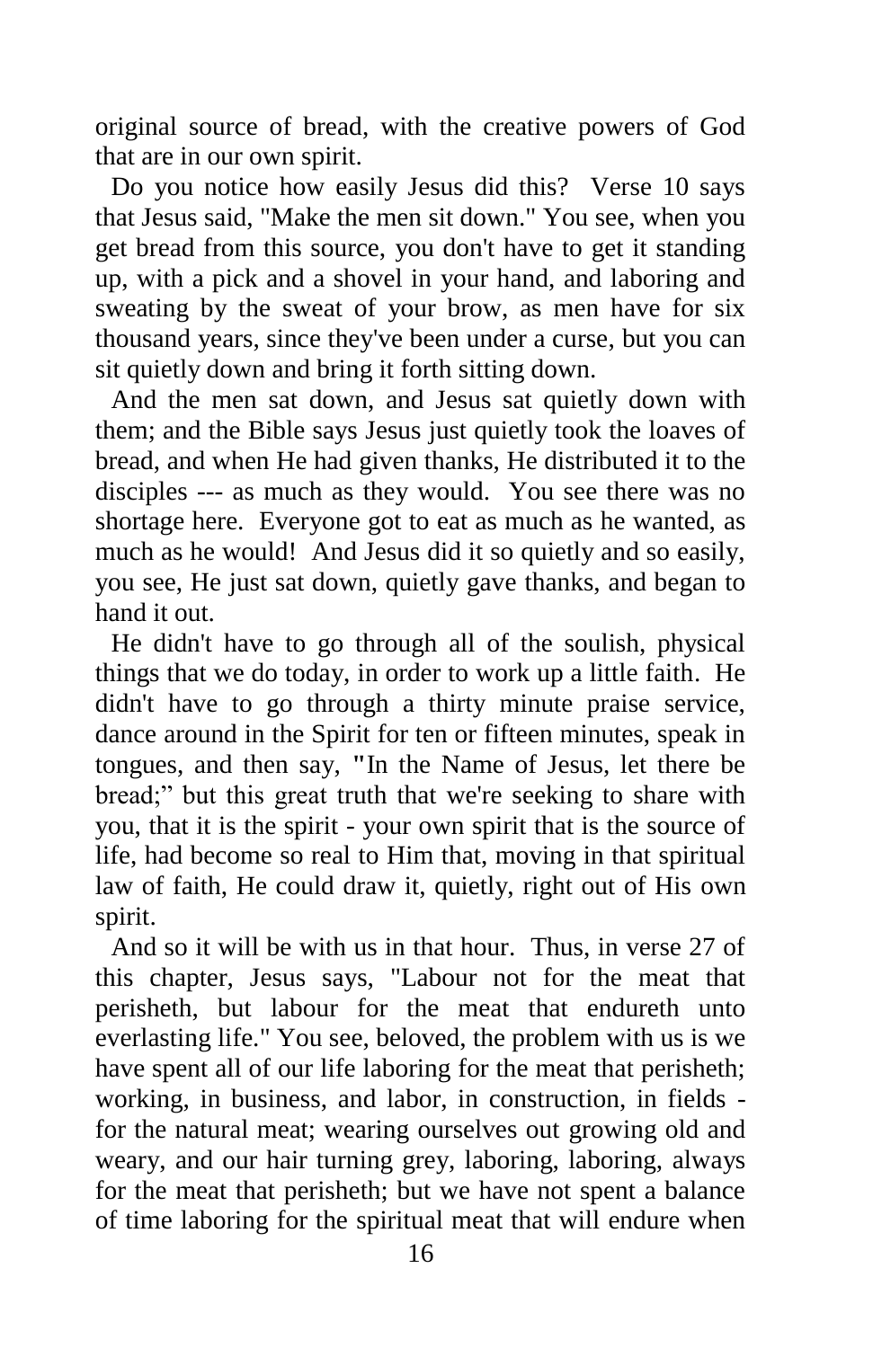original source of bread, with the creative powers of God that are in our own spirit.

Do you notice how easily Jesus did this? Verse 10 says that Jesus said, "Make the men sit down." You see, when you get bread from this source, you don't have to get it standing up, with a pick and a shovel in your hand, and laboring and sweating by the sweat of your brow, as men have for six thousand years, since they've been under a curse, but you can sit quietly down and bring it forth sitting down.

And the men sat down, and Jesus sat quietly down with them; and the Bible says Jesus just quietly took the loaves of bread, and when He had given thanks, He distributed it to the disciples --- as much as they would. You see there was no shortage here. Everyone got to eat as much as he wanted, as much as he would! And Jesus did it so quietly and so easily, you see, He just sat down, quietly gave thanks, and began to hand it out.

He didn't have to go through all of the soulish, physical things that we do today, in order to work up a little faith. He didn't have to go through a thirty minute praise service, dance around in the Spirit for ten or fifteen minutes, speak in tongues, and then say, "In the Name of Jesus, let there be bread;" but this great truth that we're seeking to share with you, that it is the spirit - your own spirit that is the source of life, had become so real to Him that, moving in that spiritual law of faith, He could draw it, quietly, right out of His own spirit.

And so it will be with us in that hour. Thus, in verse 27 of this chapter, Jesus says, "Labour not for the meat that perisheth, but labour for the meat that endureth unto everlasting life." You see, beloved, the problem with us is we have spent all of our life laboring for the meat that perisheth; working, in business, and labor, in construction, in fields - for the natural meat; wearing ourselves out growing old and weary, and our hair turning grey, laboring, laboring, always for the meat that perisheth; but we have not spent a balance of time laboring for the spiritual meat that will endure when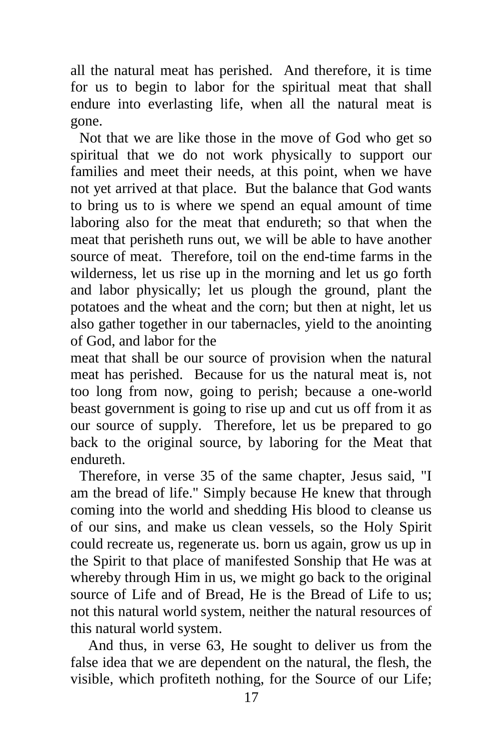all the natural meat has perished. And therefore, it is time for us to begin to labor for the spiritual meat that shall endure into everlasting life, when all the natural meat is gone.

Not that we are like those in the move of God who get so spiritual that we do not work physically to support our families and meet their needs, at this point, when we have not yet arrived at that place. But the balance that God wants to bring us to is where we spend an equal amount of time laboring also for the meat that endureth; so that when the meat that perisheth runs out, we will be able to have another source of meat. Therefore, toil on the end-time farms in the wilderness, let us rise up in the morning and let us go forth and labor physically; let us plough the ground, plant the potatoes and the wheat and the corn; but then at night, let us also gather together in our tabernacles, yield to the anointing of God, and labor for the meat that shall be our source of provision when the natural meat has perished. Because for us the natural meat is, not too long from now, going to perish; because a one-world beast government is going to rise up and cut us off from it as our source of supply. Therefore, let us be prepared to go back to the original source, by laboring for the Meat that endureth.

Therefore, in verse 35 of the same chapter, Jesus said, "I am the bread of life." Simply because He knew that through coming into the world and shedding His blood to cleanse us of our sins, and make us clean vessels, so the Holy Spirit could recreate us, regenerate us. born us again, grow us up in the Spirit to that place of manifested Sonship that He was at whereby through Him in us, we might go back to the original source of Life and of Bread, He is the Bread of Life to us; not this natural world system, neither the natural resources of this natural world system.

And thus, in verse 63, He sought to deliver us from the false idea that we are dependent on the natural, the flesh, the visible, which profiteth nothing, for the Source of our Life;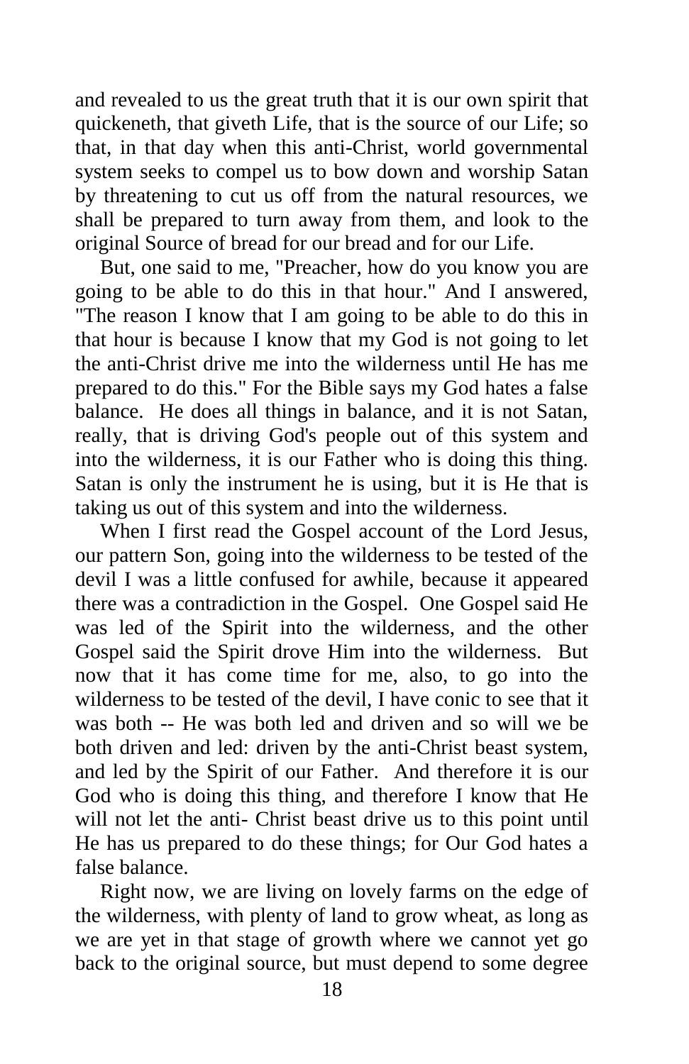and revealed to us the great truth that it is our own spirit that quickeneth, that giveth Life, that is the source of our Life; so that, in that day when this anti-Christ, world governmental system seeks to compel us to bow down and worship Satan by threatening to cut us off from the natural resources, we shall be prepared to turn away from them, and look to the original Source of bread for our bread and for our Life.

But, one said to me, "Preacher, how do you know you are going to be able to do this in that hour." And I answered, "The reason I know that I am going to be able to do this in that hour is because I know that my God is not going to let the anti-Christ drive me into the wilderness until He has me prepared to do this." For the Bible says my God hates a false balance. He does all things in balance, and it is not Satan, really, that is driving God's people out of this system and into the wilderness, it is our Father who is doing this thing. Satan is only the instrument he is using, but it is He that is taking us out of this system and into the wilderness.

When I first read the Gospel account of the Lord Jesus, our pattern Son, going into the wilderness to be tested of the devil I was a little confused for awhile, because it appeared there was a contradiction in the Gospel. One Gospel said He was led of the Spirit into the wilderness, and the other Gospel said the Spirit drove Him into the wilderness. But now that it has come time for me, also, to go into the wilderness to be tested of the devil, I have conic to see that it was both -- He was both led and driven and so will we be both driven and led: driven by the anti-Christ beast system, and led by the Spirit of our Father. And therefore it is our God who is doing this thing, and therefore I know that He will not let the anti- Christ beast drive us to this point until He has us prepared to do these things; for Our God hates a false balance.

Right now, we are living on lovely farms on the edge of the wilderness, with plenty of land to grow wheat, as long as we are yet in that stage of growth where we cannot yet go back to the original source, but must depend to some degree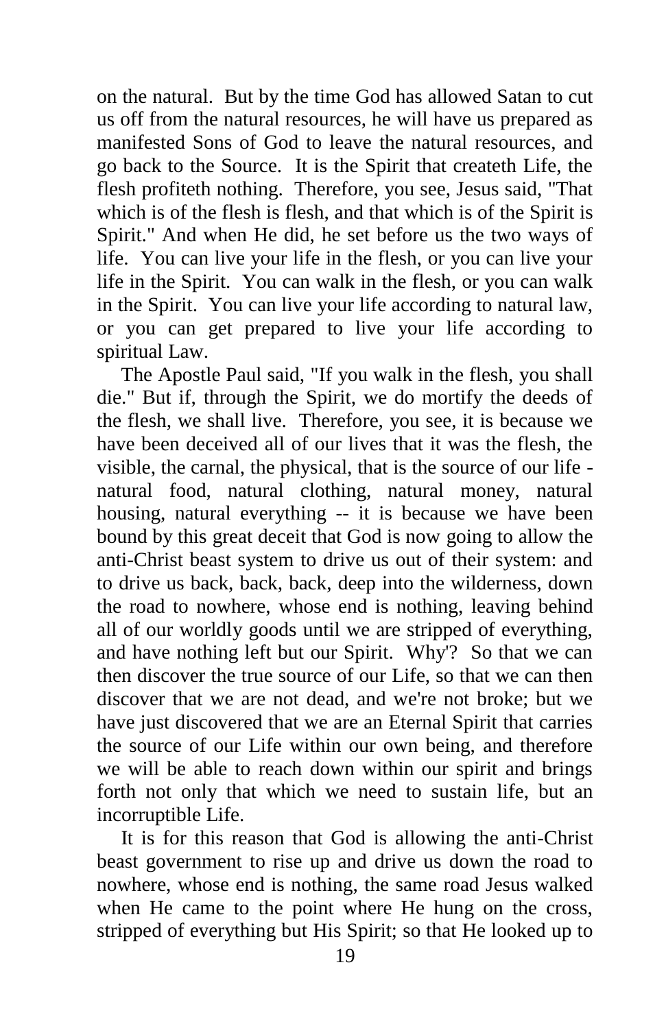on the natural. But by the time God has allowed Satan to cut us off from the natural resources, he will have us prepared as manifested Sons of God to leave the natural resources, and go back to the Source. It is the Spirit that createth Life, the flesh profiteth nothing. Therefore, you see, Jesus said, "That which is of the flesh is flesh, and that which is of the Spirit is Spirit." And when He did, he set before us the two ways of life. You can live your life in the flesh, or you can live your life in the Spirit. You can walk in the flesh, or you can walk in the Spirit. You can live your life according to natural law, or you can get prepared to live your life according to spiritual Law.

The Apostle Paul said, "If you walk in the flesh, you shall die." But if, through the Spirit, we do mortify the deeds of the flesh, we shall live. Therefore, you see, it is because we have been deceived all of our lives that it was the flesh, the visible, the carnal, the physical, that is the source of our life - natural food, natural clothing, natural money, natural housing, natural everything -- it is because we have been bound by this great deceit that God is now going to allow the anti-Christ beast system to drive us out of their system: and to drive us back, back, back, deep into the wilderness, down the road to nowhere, whose end is nothing, leaving behind all of our worldly goods until we are stripped of everything, and have nothing left but our Spirit. Why'? So that we can then discover the true source of our Life, so that we can then discover that we are not dead, and we're not broke; but we have just discovered that we are an Eternal Spirit that carries the source of our Life within our own being, and therefore we will be able to reach down within our spirit and brings forth not only that which we need to sustain life, but an incorruptible Life.

It is for this reason that God is allowing the anti-Christ beast government to rise up and drive us down the road to nowhere, whose end is nothing, the same road Jesus walked when He came to the point where He hung on the cross, stripped of everything but His Spirit; so that He looked up to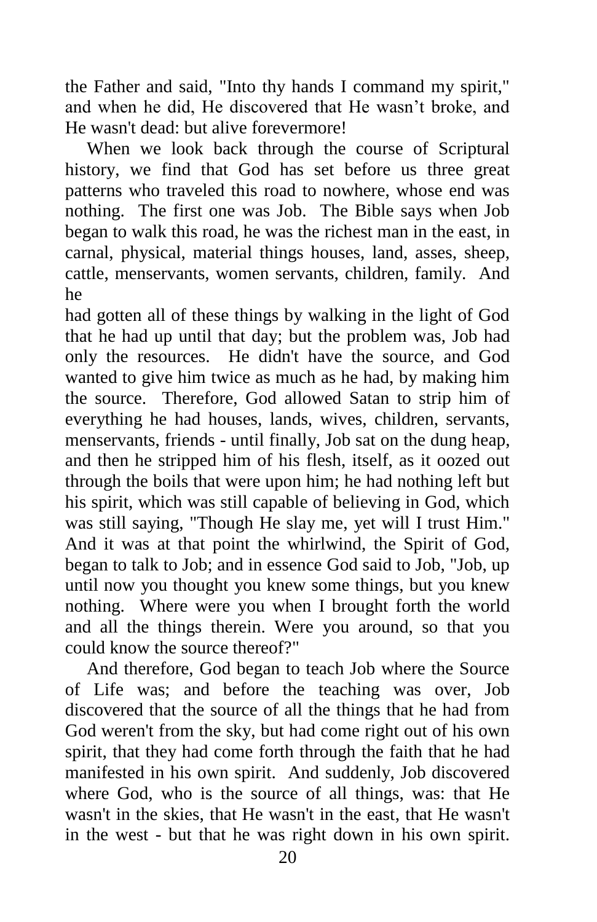the Father and said, "Into thy hands I command my spirit," and when he did, He discovered that He wasn't broke, and He wasn't dead: but alive forevermore!

When we look back through the course of Scriptural history, we find that God has set before us three great patterns who traveled this road to nowhere, whose end was nothing. The first one was Job. The Bible says when Job began to walk this road, he was the richest man in the east, in carnal, physical, material things houses, land, asses, sheep, cattle, menservants, women servants, children, family. And he had gotten all of these things by walking in the light of God that he had up until that day; but the problem was, Job had only the resources. He didn't have the source, and God wanted to give him twice as much as he had, by making him the source. Therefore, God allowed Satan to strip him of everything he had houses, lands, wives, children, servants, menservants, friends - until finally, Job sat on the dung heap, and then he stripped him of his flesh, itself, as it oozed out through the boils that were upon him; he had nothing left but his spirit, which was still capable of believing in God, which was still saying, "Though He slay me, yet will I trust Him." And it was at that point the whirlwind, the Spirit of God, began to talk to Job; and in essence God said to Job, "Job, up until now you thought you knew some things, but you knew nothing. Where were you when I brought forth the world and all the things therein. Were you around, so that you could know the source thereof?"

And therefore, God began to teach Job where the Source of Life was; and before the teaching was over, Job discovered that the source of all the things that he had from God weren't from the sky, but had come right out of his own spirit, that they had come forth through the faith that he had manifested in his own spirit. And suddenly, Job discovered where God, who is the source of all things, was: that He wasn't in the skies, that He wasn't in the east, that He wasn't in the west - but that he was right down in his own spirit.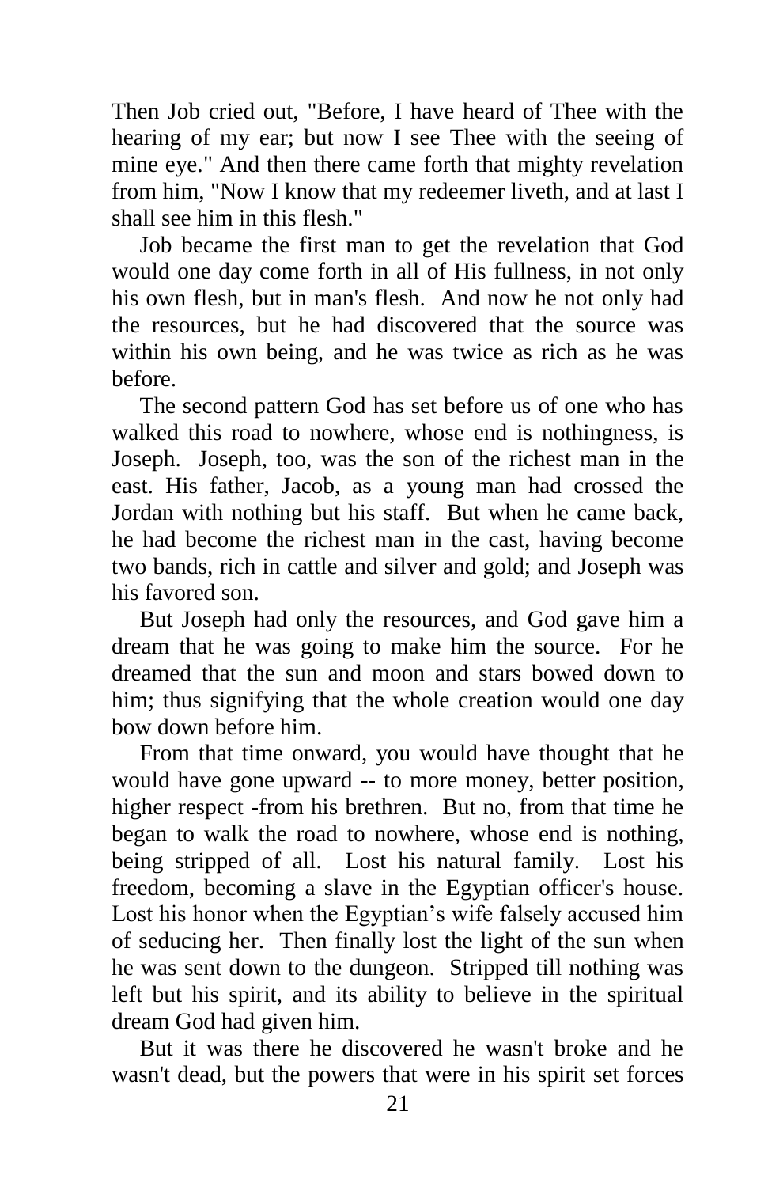Then Job cried out, "Before, I have heard of Thee with the hearing of my ear; but now I see Thee with the seeing of mine eye." And then there came forth that mighty revelation from him, "Now I know that my redeemer liveth, and at last I shall see him in this flesh."

Job became the first man to get the revelation that God would one day come forth in all of His fullness, in not only his own flesh, but in man's flesh. And now he not only had the resources, but he had discovered that the source was within his own being, and he was twice as rich as he was before.

The second pattern God has set before us of one who has walked this road to nowhere, whose end is nothingness, is Joseph. Joseph, too, was the son of the richest man in the east. His father, Jacob, as a young man had crossed the Jordan with nothing but his staff. But when he came back, he had become the richest man in the cast, having become two bands, rich in cattle and silver and gold; and Joseph was his favored son.

But Joseph had only the resources, and God gave him a dream that he was going to make him the source. For he dreamed that the sun and moon and stars bowed down to him; thus signifying that the whole creation would one day bow down before him.

From that time onward, you would have thought that he would have gone upward -- to more money, better position, higher respect -from his brethren. But no, from that time he began to walk the road to nowhere, whose end is nothing, being stripped of all. Lost his natural family. Lost his freedom, becoming a slave in the Egyptian officer's house. Lost his honor when the Egyptian's wife falsely accused him of seducing her. Then finally lost the light of the sun when he was sent down to the dungeon. Stripped till nothing was left but his spirit, and its ability to believe in the spiritual dream God had given him.

But it was there he discovered he wasn't broke and he wasn't dead, but the powers that were in his spirit set forces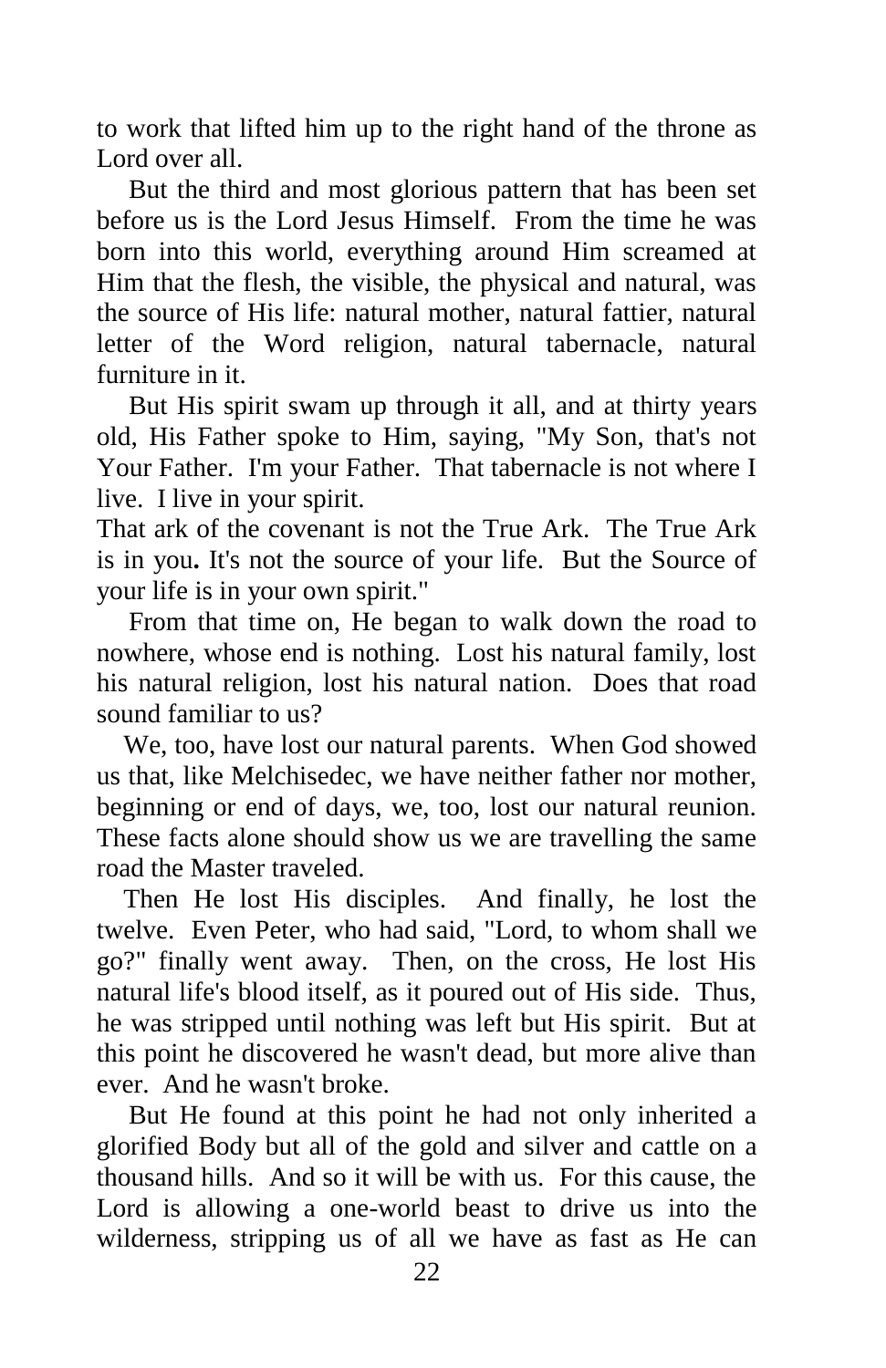to work that lifted him up to the right hand of the throne as Lord over all.

But the third and most glorious pattern that has been set before us is the Lord Jesus Himself. From the time he was born into this world, everything around Him screamed at Him that the flesh, the visible, the physical and natural, was the source of His life: natural mother, natural fattier, natural letter of the Word religion, natural tabernacle, natural furniture in it.

But His spirit swam up through it all, and at thirty years old, His Father spoke to Him, saying, "My Son, that's not Your Father. I'm your Father. That tabernacle is not where I live. I live in your spirit.
That ark of the covenant is not the True Ark. The True Ark is in you**.** It's not the source of your life. But the Source of your life is in your own spirit."

From that time on, He began to walk down the road to nowhere, whose end is nothing. Lost his natural family, lost his natural religion, lost his natural nation. Does that road sound familiar to us?

We, too, have lost our natural parents. When God showed us that, like Melchisedec, we have neither father nor mother, beginning or end of days, we, too, lost our natural reunion. These facts alone should show us we are travelling the same road the Master traveled.

Then He lost His disciples. And finally, he lost the twelve. Even Peter, who had said, "Lord, to whom shall we go?" finally went away. Then, on the cross, He lost His natural life's blood itself, as it poured out of His side. Thus, he was stripped until nothing was left but His spirit. But at this point he discovered he wasn't dead, but more alive than ever. And he wasn't broke.

But He found at this point he had not only inherited a glorified Body but all of the gold and silver and cattle on a thousand hills. And so it will be with us. For this cause, the Lord is allowing a one-world beast to drive us into the wilderness, stripping us of all we have as fast as He can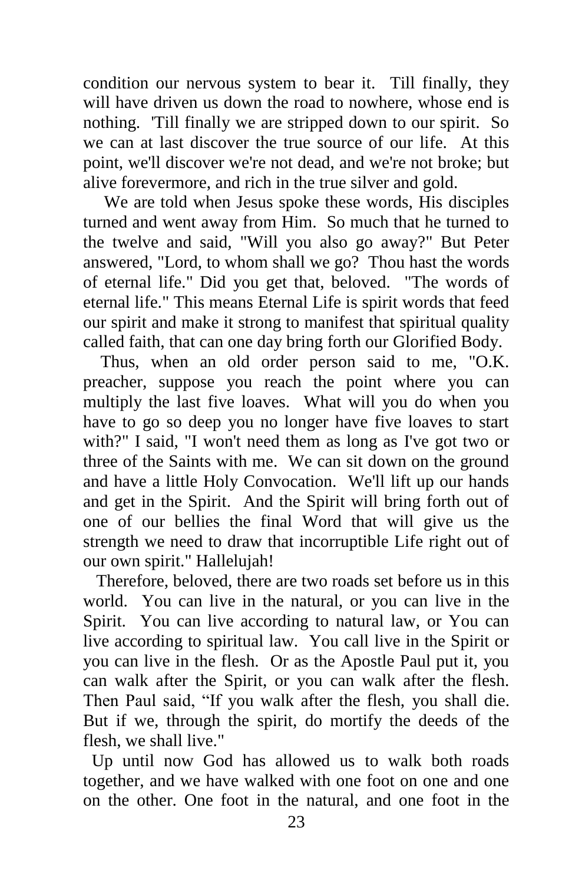condition our nervous system to bear it. Till finally, they will have driven us down the road to nowhere, whose end is nothing. 'Till finally we are stripped down to our spirit. So we can at last discover the true source of our life. At this point, we'll discover we're not dead, and we're not broke; but alive forevermore, and rich in the true silver and gold.

We are told when Jesus spoke these words, His disciples turned and went away from Him. So much that he turned to the twelve and said, "Will you also go away?" But Peter answered, "Lord, to whom shall we go? Thou hast the words of eternal life." Did you get that, beloved. "The words of eternal life." This means Eternal Life is spirit words that feed our spirit and make it strong to manifest that spiritual quality called faith, that can one day bring forth our Glorified Body.

Thus, when an old order person said to me, "O.K. preacher, suppose you reach the point where you can multiply the last five loaves. What will you do when you have to go so deep you no longer have five loaves to start with?" I said, "I won't need them as long as I've got two or three of the Saints with me. We can sit down on the ground and have a little Holy Convocation. We'll lift up our hands and get in the Spirit. And the Spirit will bring forth out of one of our bellies the final Word that will give us the strength we need to draw that incorruptible Life right out of our own spirit." Hallelujah!

Therefore, beloved, there are two roads set before us in this world. You can live in the natural, or you can live in the Spirit. You can live according to natural law, or You can live according to spiritual law. You call live in the Spirit or you can live in the flesh. Or as the Apostle Paul put it, you can walk after the Spirit, or you can walk after the flesh. Then Paul said, "If you walk after the flesh, you shall die. But if we, through the spirit, do mortify the deeds of the flesh, we shall live."

Up until now God has allowed us to walk both roads together, and we have walked with one foot on one and one on the other. One foot in the natural, and one foot in the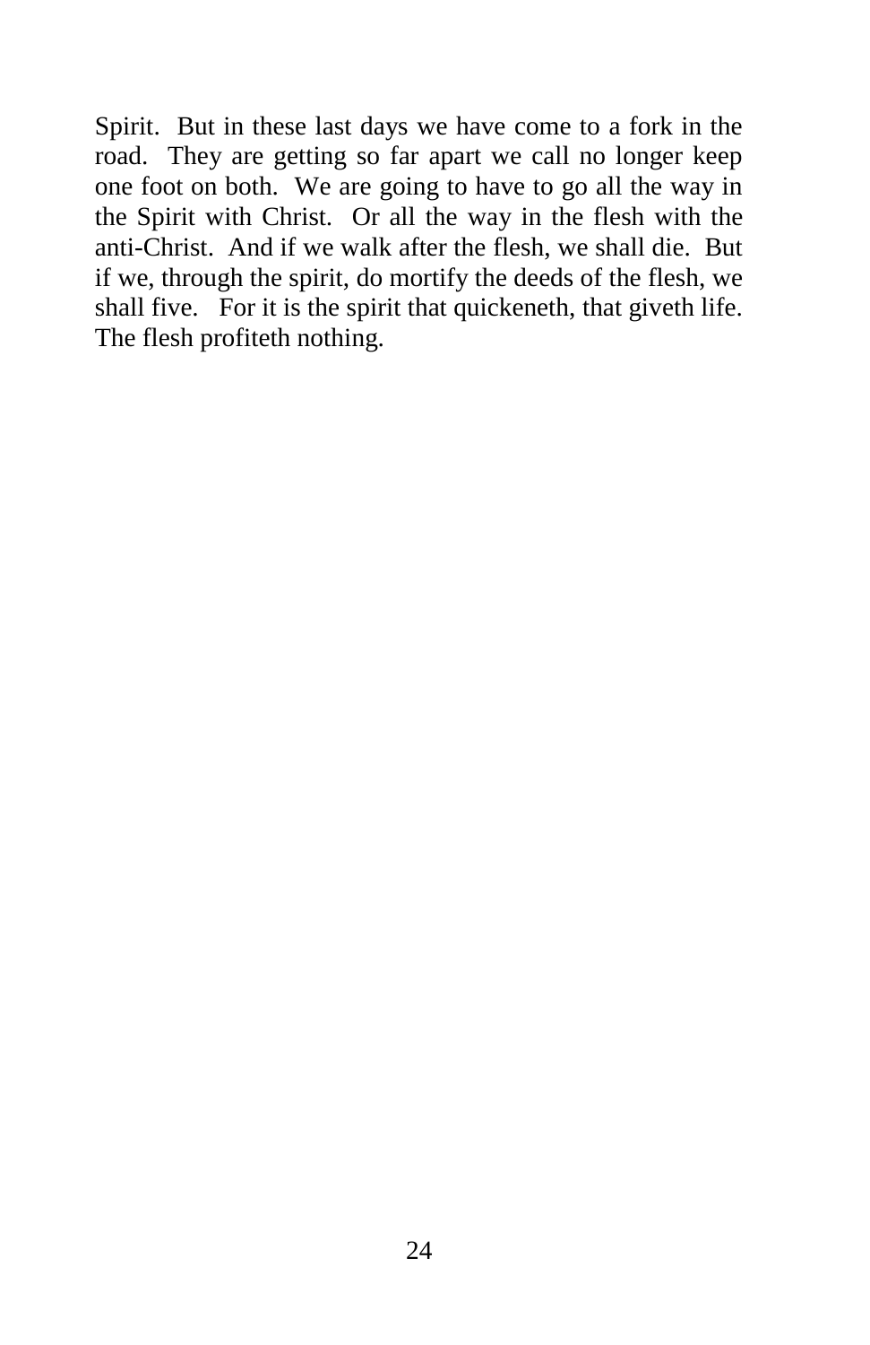Spirit. But in these last days we have come to a fork in the road. They are getting so far apart we call no longer keep one foot on both. We are going to have to go all the way in the Spirit with Christ. Or all the way in the flesh with the anti-Christ. And if we walk after the flesh, we shall die. But if we, through the spirit, do mortify the deeds of the flesh, we shall five. For it is the spirit that quickeneth, that giveth life. The flesh profiteth nothing.